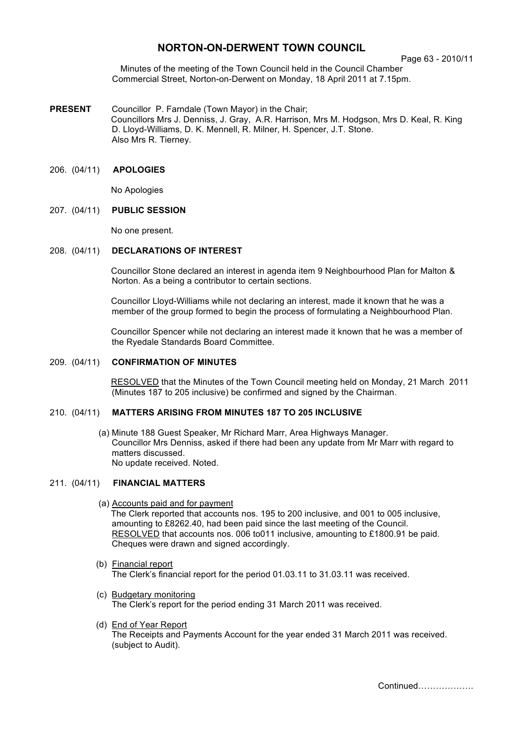# NORTON-ON-DERWENT TOWN COUNCIL

Minutes of the meeting of the Town Council held in the Council Chamber Commercial Street, Norton-on-Derwent on Monday, 18 April 2011 at 7.15pm.

**PRESENT** Councillor P. Farndale (Town Mayor) in the Chair;
Councillors Mrs J. Denniss, J. Gray, A.R. Harrison, Mrs M. Hodgson, Mrs D. Keal, R. King D. Lloyd-Williams, D. K. Mennell, R. Milner, H. Spencer, J.T. Stone.
Also Mrs R. Tierney.

## 206. (04/11) **APOLOGIES**

No Apologies

## 207. (04/11) **PUBLIC SESSION**

No one present.

## 208. (04/11) **DECLARATIONS OF INTEREST**

Councillor Stone declared an interest in agenda item 9 Neighbourhood Plan for Malton & Norton. As a being a contributor to certain sections.

Councillor Lloyd-Williams while not declaring an interest, made it known that he was a member of the group formed to begin the process of formulating a Neighbourhood Plan.

Councillor Spencer while not declaring an interest made it known that he was a member of the Ryedale Standards Board Committee.

## 209. (04/11) **CONFIRMATION OF MINUTES**

RESOLVED that the Minutes of the Town Council meeting held on Monday, 21 March 2011 (Minutes 187 to 205 inclusive) be confirmed and signed by the Chairman.

## 210. (04/11) **MATTERS ARISING FROM MINUTES 187 TO 205 INCLUSIVE**

(a) Minute 188 Guest Speaker, Mr Richard Marr, Area Highways Manager.
Councillor Mrs Denniss, asked if there had been any update from Mr Marr with regard to matters discussed.
No update received. Noted.

## 211. (04/11) **FINANCIAL MATTERS**

(a) Accounts paid and for payment
The Clerk reported that accounts nos. 195 to 200 inclusive, and 001 to 005 inclusive, amounting to £8262.40, had been paid since the last meeting of the Council.
RESOLVED that accounts nos. 006 to011 inclusive, amounting to £1800.91 be paid.
Cheques were drawn and signed accordingly.

(b) Financial report
The Clerk's financial report for the period 01.03.11 to 31.03.11 was received.

(c) Budgetary monitoring
The Clerk's report for the period ending 31 March 2011 was received.

(d) End of Year Report
The Receipts and Payments Account for the year ended 31 March 2011 was received. (subject to Audit).

Continued……………….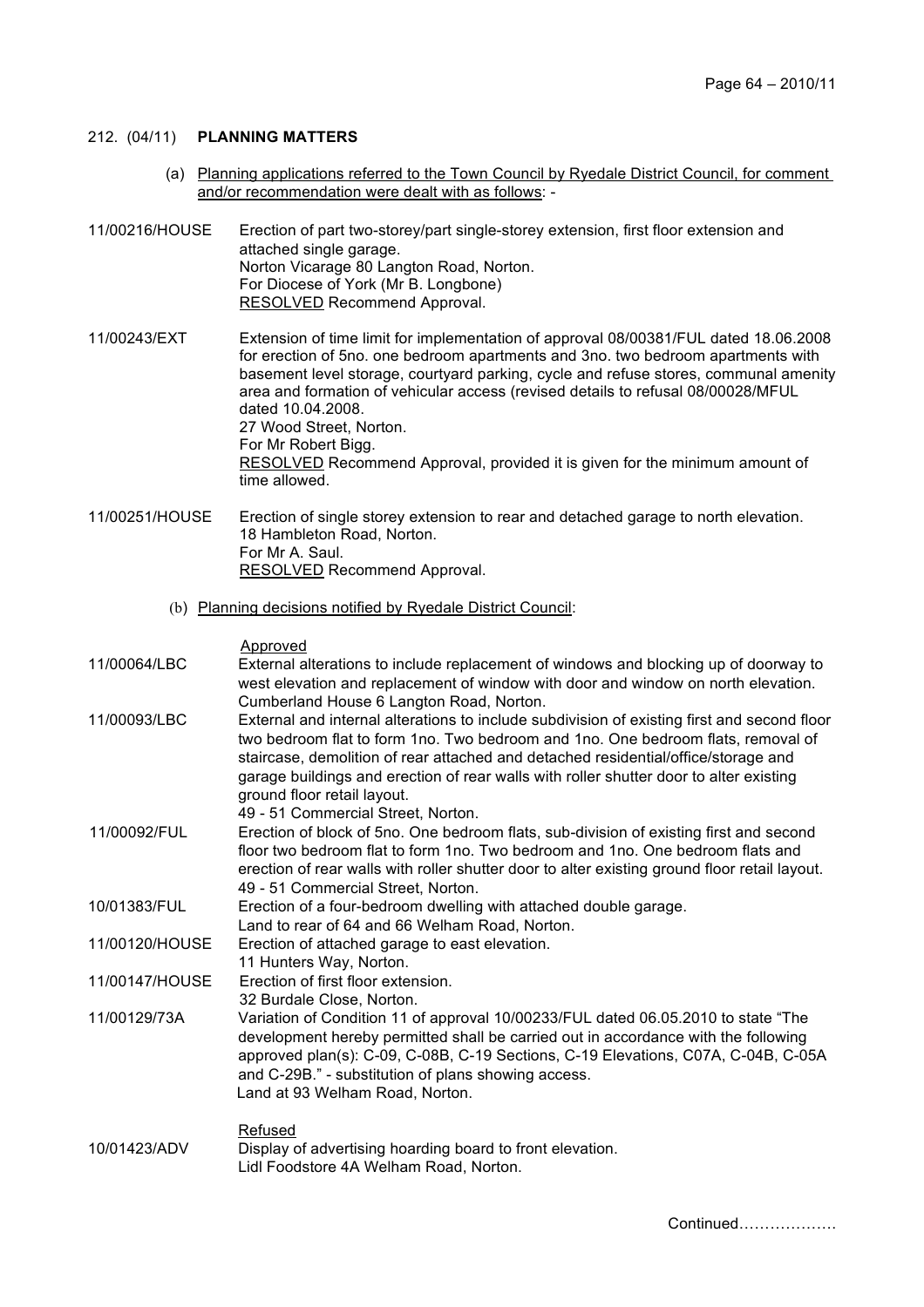## 212. (04/11) **PLANNING MATTERS**

(a) Planning applications referred to the Town Council by Ryedale District Council, for comment and/or recommendation were dealt with as follows: -

**11/00216/HOUSE**
Erection of part two-storey/part single-storey extension, first floor extension and attached single garage.
Norton Vicarage 80 Langton Road, Norton.
For Diocese of York (Mr B. Longbone)
RESOLVED Recommend Approval.

**11/00243/EXT**
Extension of time limit for implementation of approval 08/00381/FUL dated 18.06.2008 for erection of 5no. one bedroom apartments and 3no. two bedroom apartments with basement level storage, courtyard parking, cycle and refuse stores, communal amenity area and formation of vehicular access (revised details to refusal 08/00028/MFUL dated 10.04.2008.
27 Wood Street, Norton.
For Mr Robert Bigg.
RESOLVED Recommend Approval, provided it is given for the minimum amount of time allowed.

**11/00251/HOUSE**
Erection of single storey extension to rear and detached garage to north elevation.
18 Hambleton Road, Norton.
For Mr A. Saul.
RESOLVED Recommend Approval.

(b) Planning decisions notified by Ryedale District Council:

Approved

**11/00064/LBC**
External alterations to include replacement of windows and blocking up of doorway to west elevation and replacement of window with door and window on north elevation.
Cumberland House 6 Langton Road, Norton.

**11/00093/LBC**
External and internal alterations to include subdivision of existing first and second floor two bedroom flat to form 1no. Two bedroom and 1no. One bedroom flats, removal of staircase, demolition of rear attached and detached residential/office/storage and garage buildings and erection of rear walls with roller shutter door to alter existing ground floor retail layout.
49 - 51 Commercial Street, Norton.

**11/00092/FUL**
Erection of block of 5no. One bedroom flats, sub-division of existing first and second floor two bedroom flat to form 1no. Two bedroom and 1no. One bedroom flats and erection of rear walls with roller shutter door to alter existing ground floor retail layout.
49 - 51 Commercial Street, Norton.

**10/01383/FUL**
Erection of a four-bedroom dwelling with attached double garage.
Land to rear of 64 and 66 Welham Road, Norton.

**11/00120/HOUSE**
Erection of attached garage to east elevation.
11 Hunters Way, Norton.

**11/00147/HOUSE**
Erection of first floor extension.
32 Burdale Close, Norton.

**11/00129/73A**
Variation of Condition 11 of approval 10/00233/FUL dated 06.05.2010 to state "The development hereby permitted shall be carried out in accordance with the following approved plan(s): C-09, C-08B, C-19 Sections, C-19 Elevations, C07A, C-04B, C-05A and C-29B." - substitution of plans showing access.
Land at 93 Welham Road, Norton.

Refused

**10/01423/ADV**
Display of advertising hoarding board to front elevation.
Lidl Foodstore 4A Welham Road, Norton.

Continued……………….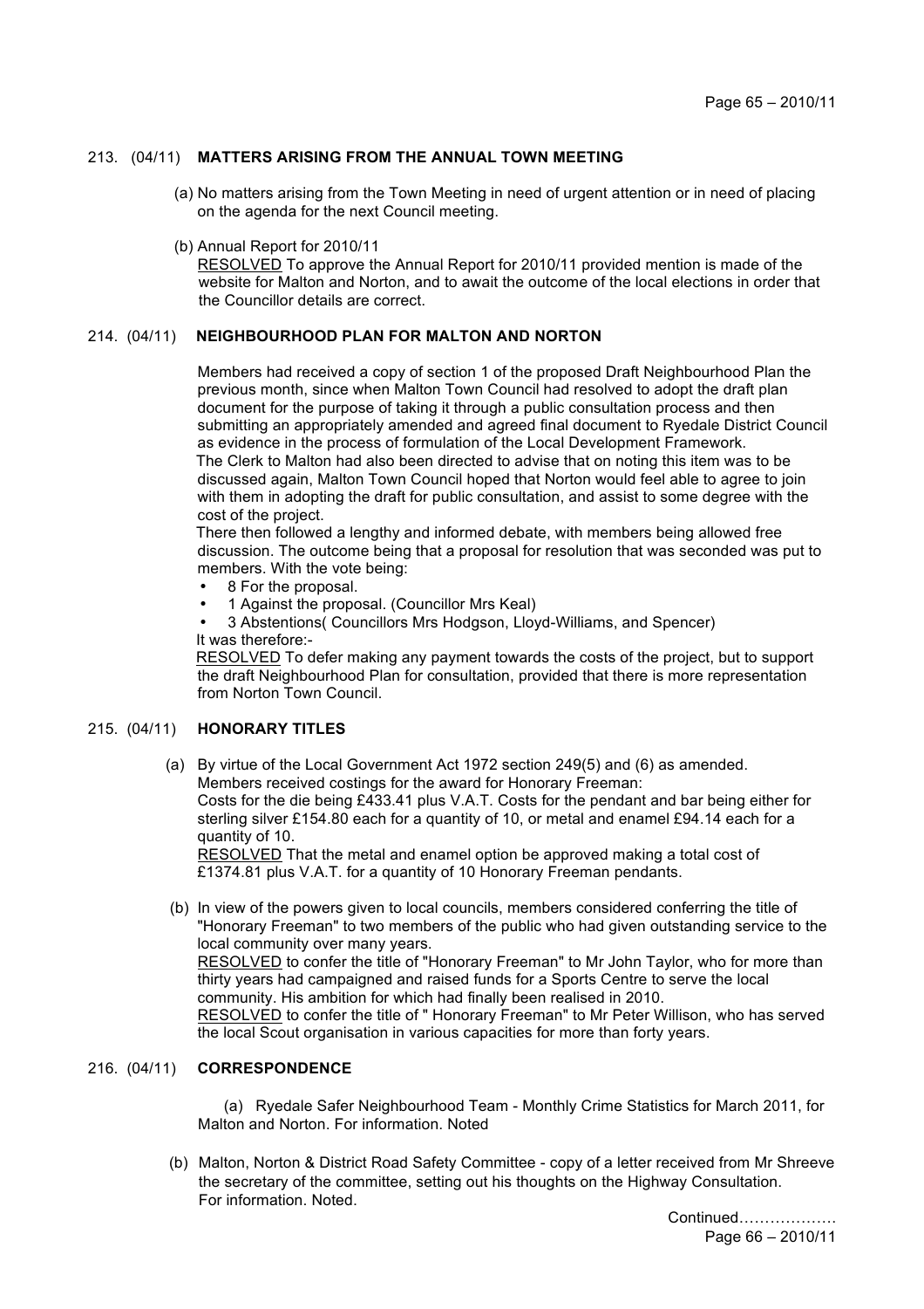## 213. (04/11) MATTERS ARISING FROM THE ANNUAL TOWN MEETING

(a) No matters arising from the Town Meeting in need of urgent attention or in need of placing on the agenda for the next Council meeting.

(b) Annual Report for 2010/11
RESOLVED To approve the Annual Report for 2010/11 provided mention is made of the website for Malton and Norton, and to await the outcome of the local elections in order that the Councillor details are correct.

## 214. (04/11) NEIGHBOURHOOD PLAN FOR MALTON AND NORTON

Members had received a copy of section 1 of the proposed Draft Neighbourhood Plan the previous month, since when Malton Town Council had resolved to adopt the draft plan document for the purpose of taking it through a public consultation process and then submitting an appropriately amended and agreed final document to Ryedale District Council as evidence in the process of formulation of the Local Development Framework.
The Clerk to Malton had also been directed to advise that on noting this item was to be discussed again, Malton Town Council hoped that Norton would feel able to agree to join with them in adopting the draft for public consultation, and assist to some degree with the cost of the project.
There then followed a lengthy and informed debate, with members being allowed free discussion. The outcome being that a proposal for resolution that was seconded was put to members. With the vote being:

- 8 For the proposal.
- 1 Against the proposal. (Councillor Mrs Keal)
- 3 Abstentions( Councillors Mrs Hodgson, Lloyd-Williams, and Spencer)

It was therefore:-
RESOLVED To defer making any payment towards the costs of the project, but to support the draft Neighbourhood Plan for consultation, provided that there is more representation from Norton Town Council.

## 215. (04/11) HONORARY TITLES

(a) By virtue of the Local Government Act 1972 section 249(5) and (6) as amended.
Members received costings for the award for Honorary Freeman:
Costs for the die being £433.41 plus V.A.T. Costs for the pendant and bar being either for sterling silver £154.80 each for a quantity of 10, or metal and enamel £94.14 each for a quantity of 10.
RESOLVED That the metal and enamel option be approved making a total cost of £1374.81 plus V.A.T. for a quantity of 10 Honorary Freeman pendants.

(b) In view of the powers given to local councils, members considered conferring the title of "Honorary Freeman" to two members of the public who had given outstanding service to the local community over many years.
RESOLVED to confer the title of "Honorary Freeman" to Mr John Taylor, who for more than thirty years had campaigned and raised funds for a Sports Centre to serve the local community. His ambition for which had finally been realised in 2010.
RESOLVED to confer the title of " Honorary Freeman" to Mr Peter Willison, who has served the local Scout organisation in various capacities for more than forty years.

## 216. (04/11) CORRESPONDENCE

(a) Ryedale Safer Neighbourhood Team - Monthly Crime Statistics for March 2011, for Malton and Norton. For information. Noted

(b) Malton, Norton & District Road Safety Committee - copy of a letter received from Mr Shreeve the secretary of the committee, setting out his thoughts on the Highway Consultation. For information. Noted.

Continued……………….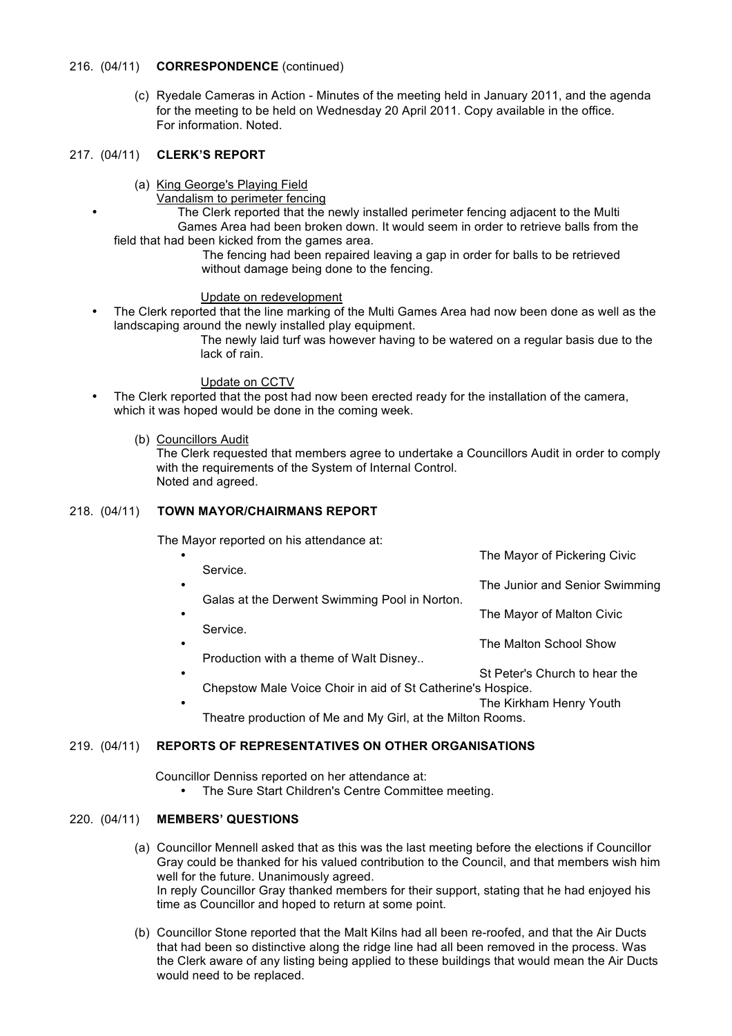216. (04/11) **CORRESPONDENCE** (continued)

(c) Ryedale Cameras in Action - Minutes of the meeting held in January 2011, and the agenda for the meeting to be held on Wednesday 20 April 2011. Copy available in the office.
For information. Noted.

217. (04/11) **CLERK'S REPORT**

(a) King George's Playing Field
Vandalism to perimeter fencing

- The Clerk reported that the newly installed perimeter fencing adjacent to the Multi Games Area had been broken down. It would seem in order to retrieve balls from the field that had been kicked from the games area.
  The fencing had been repaired leaving a gap in order for balls to be retrieved without damage being done to the fencing.

Update on redevelopment

- The Clerk reported that the line marking of the Multi Games Area had now been done as well as the landscaping around the newly installed play equipment.
  The newly laid turf was however having to be watered on a regular basis due to the lack of rain.

Update on CCTV

- The Clerk reported that the post had now been erected ready for the installation of the camera, which it was hoped would be done in the coming week.

(b) Councillors Audit
The Clerk requested that members agree to undertake a Councillors Audit in order to comply with the requirements of the System of Internal Control.
Noted and agreed.

218. (04/11) **TOWN MAYOR/CHAIRMANS REPORT**

The Mayor reported on his attendance at:

- The Mayor of Pickering Civic Service.
- The Junior and Senior Swimming Galas at the Derwent Swimming Pool in Norton.
- The Mayor of Malton Civic Service.
- The Malton School Show Production with a theme of Walt Disney..
- St Peter's Church to hear the Chepstow Male Voice Choir in aid of St Catherine's Hospice.
- The Kirkham Henry Youth Theatre production of Me and My Girl, at the Milton Rooms.

219. (04/11) **REPORTS OF REPRESENTATIVES ON OTHER ORGANISATIONS**

Councillor Denniss reported on her attendance at:

- The Sure Start Children's Centre Committee meeting.

220. (04/11) **MEMBERS' QUESTIONS**

(a) Councillor Mennell asked that as this was the last meeting before the elections if Councillor Gray could be thanked for his valued contribution to the Council, and that members wish him well for the future. Unanimously agreed.
In reply Councillor Gray thanked members for their support, stating that he had enjoyed his time as Councillor and hoped to return at some point.

(b) Councillor Stone reported that the Malt Kilns had all been re-roofed, and that the Air Ducts that had been so distinctive along the ridge line had all been removed in the process. Was the Clerk aware of any listing being applied to these buildings that would mean the Air Ducts would need to be replaced.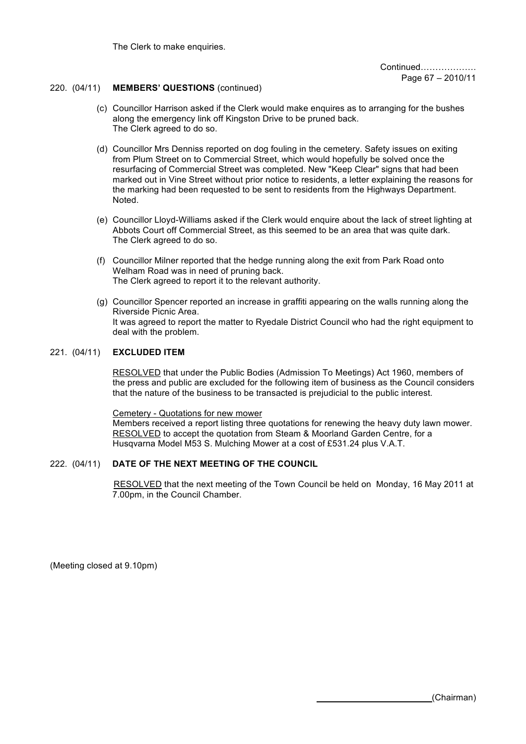The Clerk to make enquiries.

Continued………………
Page 67 – 2010/11

220. (04/11) **MEMBERS' QUESTIONS** (continued)

(c) Councillor Harrison asked if the Clerk would make enquires as to arranging for the bushes along the emergency link off Kingston Drive to be pruned back.
The Clerk agreed to do so.

(d) Councillor Mrs Denniss reported on dog fouling in the cemetery. Safety issues on exiting from Plum Street on to Commercial Street, which would hopefully be solved once the resurfacing of Commercial Street was completed. New "Keep Clear" signs that had been marked out in Vine Street without prior notice to residents, a letter explaining the reasons for the marking had been requested to be sent to residents from the Highways Department.
Noted.

(e) Councillor Lloyd-Williams asked if the Clerk would enquire about the lack of street lighting at Abbots Court off Commercial Street, as this seemed to be an area that was quite dark.
The Clerk agreed to do so.

(f) Councillor Milner reported that the hedge running along the exit from Park Road onto Welham Road was in need of pruning back.
The Clerk agreed to report it to the relevant authority.

(g) Councillor Spencer reported an increase in graffiti appearing on the walls running along the Riverside Picnic Area.
It was agreed to report the matter to Ryedale District Council who had the right equipment to deal with the problem.

221. (04/11) **EXCLUDED ITEM**

RESOLVED that under the Public Bodies (Admission To Meetings) Act 1960, members of the press and public are excluded for the following item of business as the Council considers that the nature of the business to be transacted is prejudicial to the public interest.

Cemetery - Quotations for new mower
Members received a report listing three quotations for renewing the heavy duty lawn mower.
RESOLVED to accept the quotation from Steam & Moorland Garden Centre, for a Husqvarna Model M53 S. Mulching Mower at a cost of £531.24 plus V.A.T.

222. (04/11) **DATE OF THE NEXT MEETING OF THE COUNCIL**

RESOLVED that the next meeting of the Town Council be held on Monday, 16 May 2011 at 7.00pm, in the Council Chamber.

(Meeting closed at 9.10pm)

\_\_\_\_\_\_\_\_\_\_\_\_\_\_\_\_\_\_\_\_\_\_\_\_(Chairman)